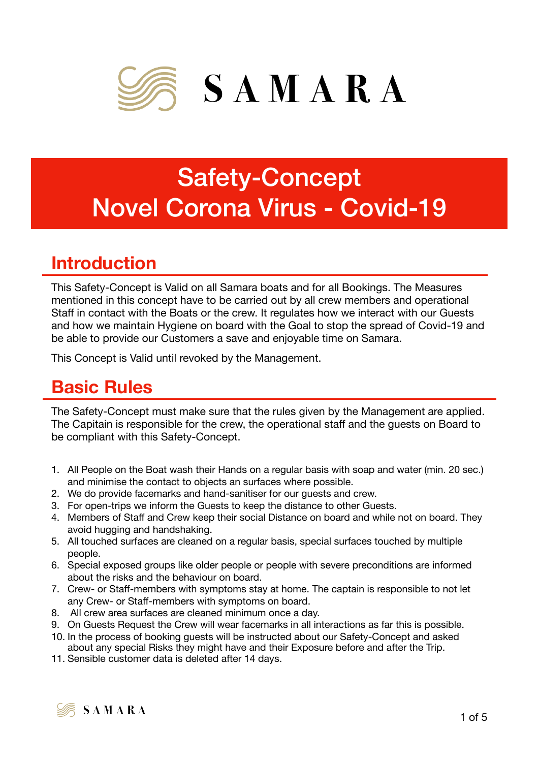# SAMARA

# Safety-Concept
# Novel Corona Virus - Covid-19

## Introduction

This Safety-Concept is Valid on all Samara boats and for all Bookings. The Measures mentioned in this concept have to be carried out by all crew members and operational Staff in contact with the Boats or the crew. It regulates how we interact with our Guests and how we maintain Hygiene on board with the Goal to stop the spread of Covid-19 and be able to provide our Customers a save and enjoyable time on Samara.

This Concept is Valid until revoked by the Management.

## Basic Rules

The Safety-Concept must make sure that the rules given by the Management are applied. The Capitain is responsible for the crew, the operational staff and the guests on Board to be compliant with this Safety-Concept.

1. All People on the Boat wash their Hands on a regular basis with soap and water (min. 20 sec.) and minimise the contact to objects an surfaces where possible.
2. We do provide facemarks and hand-sanitiser for our guests and crew.
3. For open-trips we inform the Guests to keep the distance to other Guests.
4. Members of Staff and Crew keep their social Distance on board and while not on board. They avoid hugging and handshaking.
5. All touched surfaces are cleaned on a regular basis, special surfaces touched by multiple people.
6. Special exposed groups like older people or people with severe preconditions are informed about the risks and the behaviour on board.
7. Crew- or Staff-members with symptoms stay at home. The captain is responsible to not let any Crew- or Staff-members with symptoms on board.
8. All crew area surfaces are cleaned minimum once a day.
9. On Guests Request the Crew will wear facemarks in all interactions as far this is possible.
10. In the process of booking guests will be instructed about our Safety-Concept and asked about any special Risks they might have and their Exposure before and after the Trip.
11. Sensible customer data is deleted after 14 days.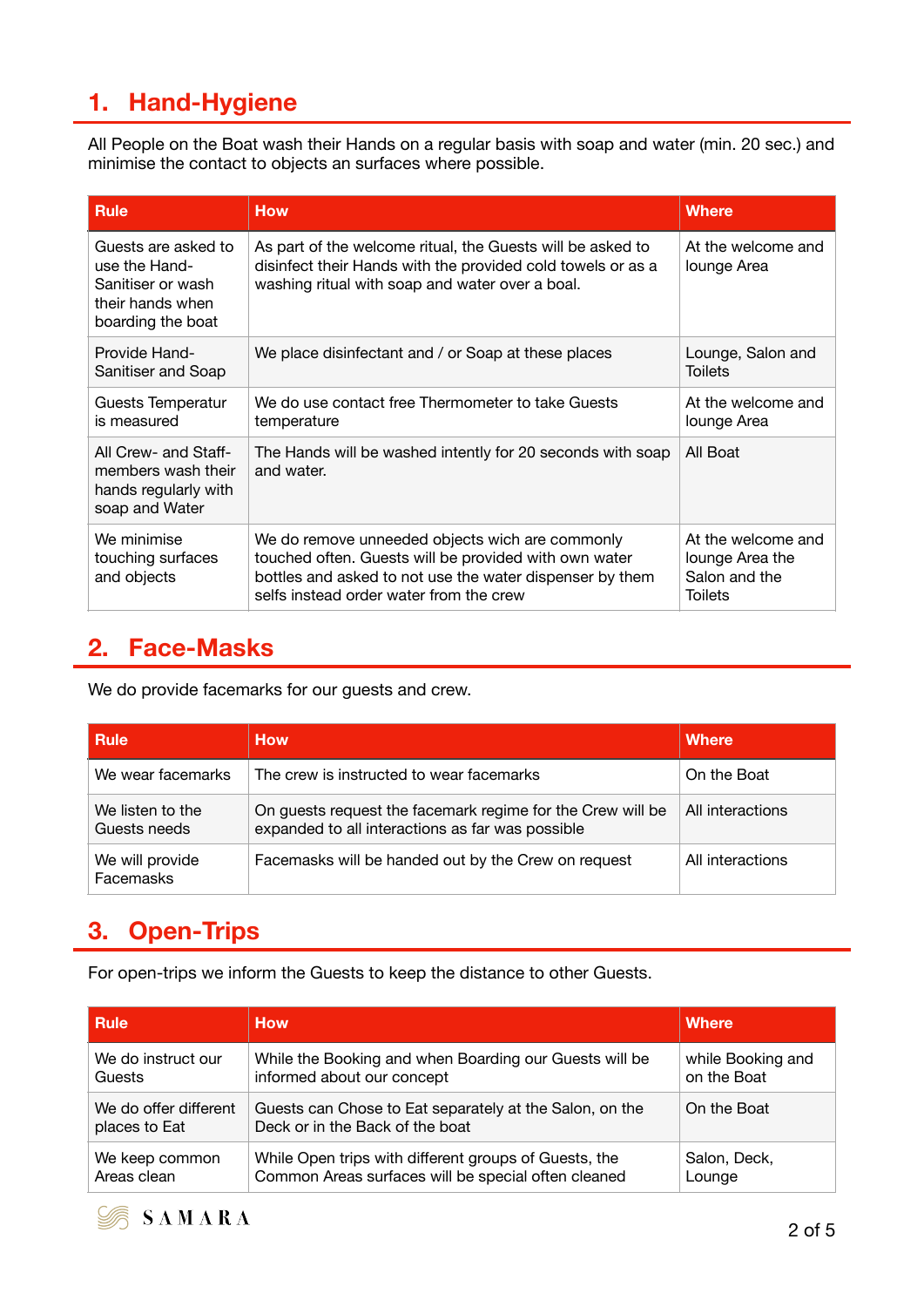## 1. Hand-Hygiene

All People on the Boat wash their Hands on a regular basis with soap and water (min. 20 sec.) and minimise the contact to objects an surfaces where possible.

| Rule | How | Where |
|---|---|---|
| Guests are asked to use the Hand-Sanitiser or wash their hands when boarding the boat | As part of the welcome ritual, the Guests will be asked to disinfect their Hands with the provided cold towels or as a washing ritual with soap and water over a boal. | At the welcome and lounge Area |
| Provide Hand-Sanitiser and Soap | We place disinfectant and / or Soap at these places | Lounge, Salon and Toilets |
| Guests Temperatur is measured | We do use contact free Thermometer to take Guests temperature | At the welcome and lounge Area |
| All Crew- and Staff-members wash their hands regularly with soap and Water | The Hands will be washed intently for 20 seconds with soap and water. | All Boat |
| We minimise touching surfaces and objects | We do remove unneeded objects wich are commonly touched often. Guests will be provided with own water bottles and asked to not use the water dispenser by them selfs instead order water from the crew | At the welcome and lounge Area the Salon and the Toilets |

## 2. Face-Masks

We do provide facemarks for our guests and crew.

| Rule | How | Where |
|---|---|---|
| We wear facemarks | The crew is instructed to wear facemarks | On the Boat |
| We listen to the Guests needs | On guests request the facemark regime for the Crew will be expanded to all interactions as far was possible | All interactions |
| We will provide Facemasks | Facemasks will be handed out by the Crew on request | All interactions |

## 3. Open-Trips

For open-trips we inform the Guests to keep the distance to other Guests.

| Rule | How | Where |
|---|---|---|
| We do instruct our Guests | While the Booking and when Boarding our Guests will be informed about our concept | while Booking and on the Boat |
| We do offer different places to Eat | Guests can Chose to Eat separately at the Salon, on the Deck or in the Back of the boat | On the Boat |
| We keep common Areas clean | While Open trips with different groups of Guests, the Common Areas surfaces will be special often cleaned | Salon, Deck, Lounge |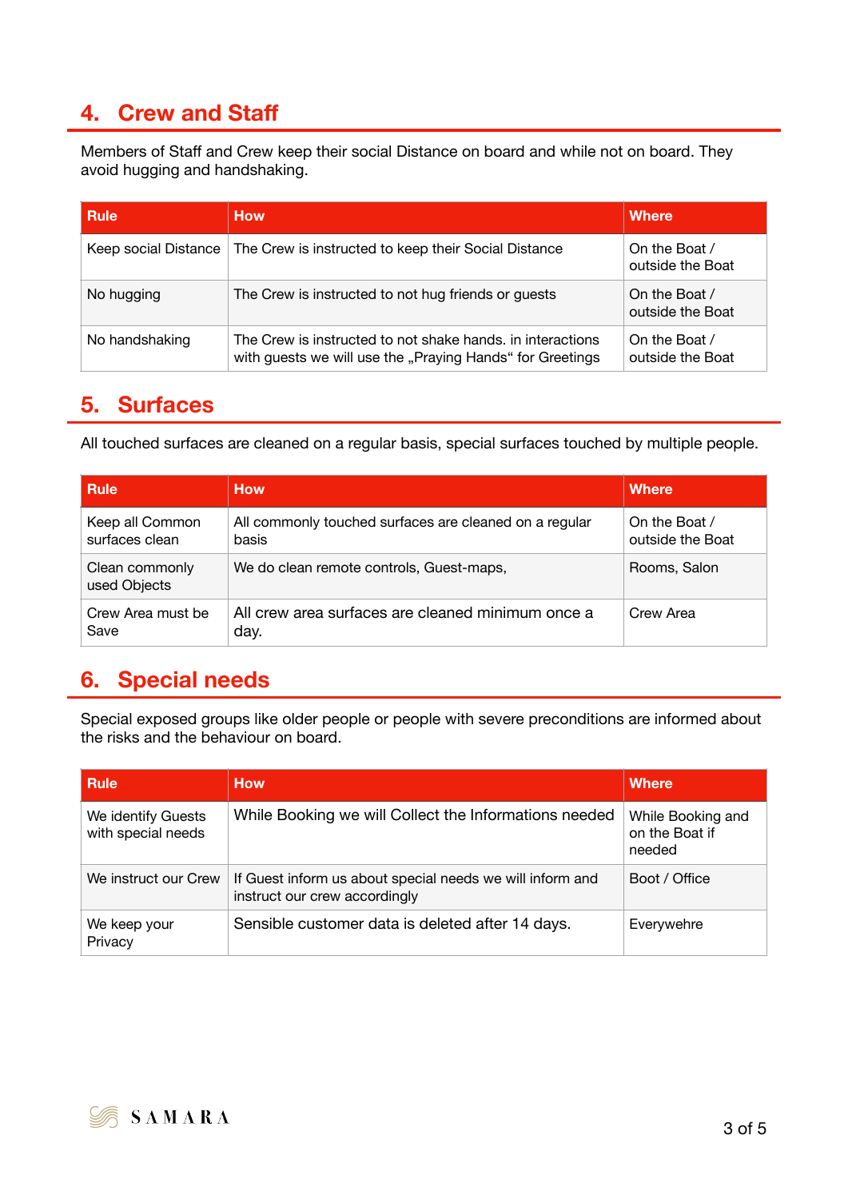## 4. Crew and Staff

Members of Staff and Crew keep their social Distance on board and while not on board. They avoid hugging and handshaking.

| Rule | How | Where |
|---|---|---|
| Keep social Distance | The Crew is instructed to keep their Social Distance | On the Boat / outside the Boat |
| No hugging | The Crew is instructed to not hug friends or guests | On the Boat / outside the Boat |
| No handshaking | The Crew is instructed to not shake hands. in interactions with guests we will use the „Praying Hands“ for Greetings | On the Boat / outside the Boat |

## 5. Surfaces

All touched surfaces are cleaned on a regular basis, special surfaces touched by multiple people.

| Rule | How | Where |
|---|---|---|
| Keep all Common surfaces clean | All commonly touched surfaces are cleaned on a regular basis | On the Boat / outside the Boat |
| Clean commonly used Objects | We do clean remote controls, Guest-maps, | Rooms, Salon |
| Crew Area must be Save | All crew area surfaces are cleaned minimum once a day. | Crew Area |

## 6. Special needs

Special exposed groups like older people or people with severe preconditions are informed about the risks and the behaviour on board.

| Rule | How | Where |
|---|---|---|
| We identify Guests with special needs | While Booking we will Collect the Informations needed | While Booking and on the Boat if needed |
| We instruct our Crew | If Guest inform us about special needs we will inform and instruct our crew accordingly | Boot / Office |
| We keep your Privacy | Sensible customer data is deleted after 14 days. | Everywehre |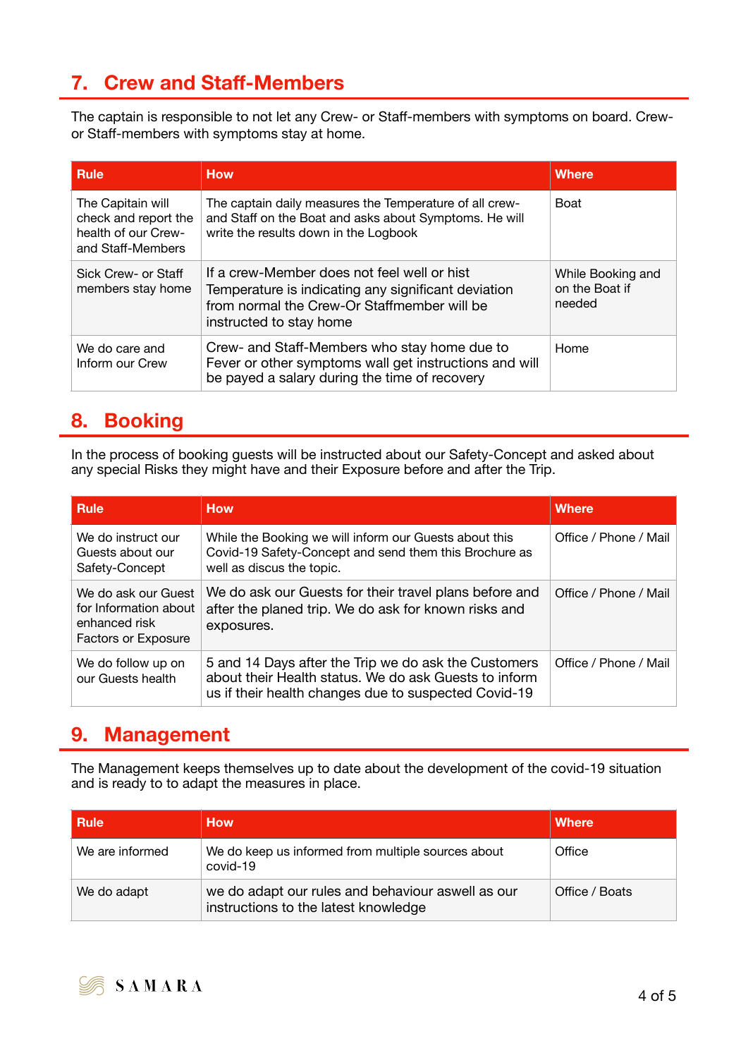## 7. Crew and Staff-Members

The captain is responsible to not let any Crew- or Staff-members with symptoms on board. Crew- or Staff-members with symptoms stay at home.

| Rule | How | Where |
|---|---|---|
| The Capitain will check and report the health of our Crew- and Staff-Members | The captain daily measures the Temperature of all crew- and Staff on the Boat and asks about Symptoms. He will write the results down in the Logbook | Boat |
| Sick Crew- or Staff members stay home | If a crew-Member does not feel well or hist Temperature is indicating any significant deviation from normal the Crew-Or Staffmember will be instructed to stay home | While Booking and on the Boat if needed |
| We do care and Inform our Crew | Crew- and Staff-Members who stay home due to Fever or other symptoms wall get instructions and will be payed a salary during the time of recovery | Home |

## 8. Booking

In the process of booking guests will be instructed about our Safety-Concept and asked about any special Risks they might have and their Exposure before and after the Trip.

| Rule | How | Where |
|---|---|---|
| We do instruct our Guests about our Safety-Concept | While the Booking we will inform our Guests about this Covid-19 Safety-Concept and send them this Brochure as well as discus the topic. | Office / Phone / Mail |
| We do ask our Guest for Information about enhanced risk Factors or Exposure | We do ask our Guests for their travel plans before and after the planed trip. We do ask for known risks and exposures. | Office / Phone / Mail |
| We do follow up on our Guests health | 5 and 14 Days after the Trip we do ask the Customers about their Health status. We do ask Guests to inform us if their health changes due to suspected Covid-19 | Office / Phone / Mail |

## 9. Management

The Management keeps themselves up to date about the development of the covid-19 situation and is ready to to adapt the measures in place.

| Rule | How | Where |
|---|---|---|
| We are informed | We do keep us informed from multiple sources about covid-19 | Office |
| We do adapt | we do adapt our rules and behaviour aswell as our instructions to the latest knowledge | Office / Boats |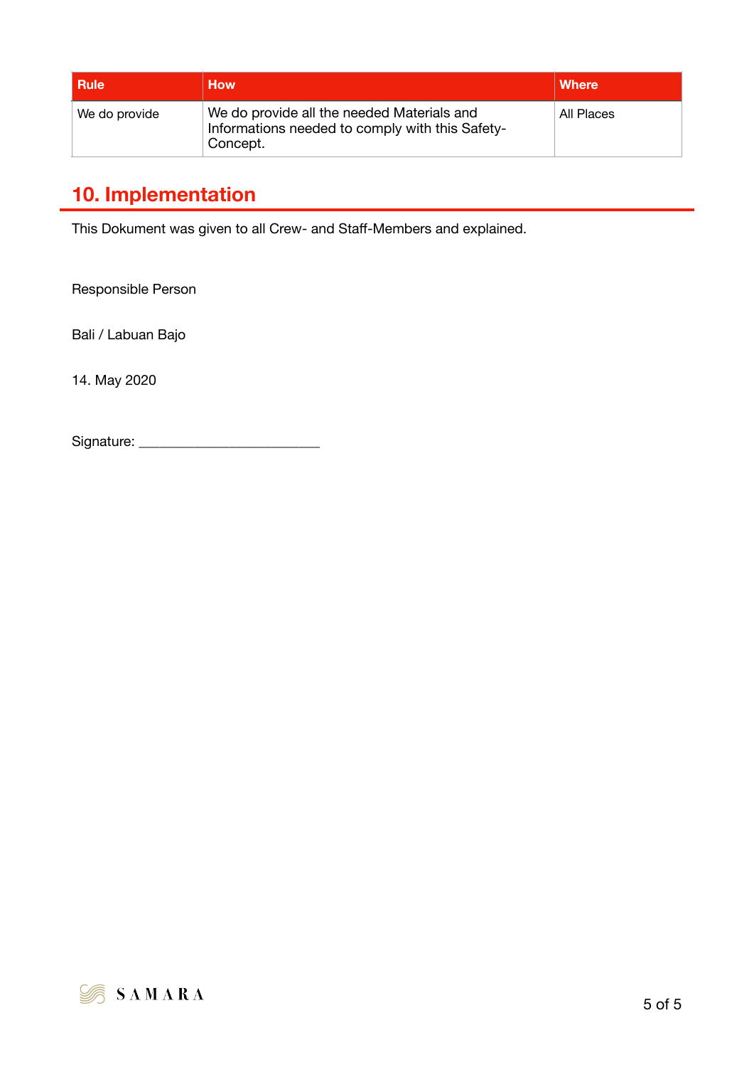| Rule | How | Where |
|---|---|---|
| We do provide | We do provide all the needed Materials and Informations needed to comply with this Safety-Concept. | All Places |

## 10. Implementation

This Dokument was given to all Crew- and Staff-Members and explained.

Responsible Person

Bali / Labuan Bajo

14. May 2020

Signature: ________________________